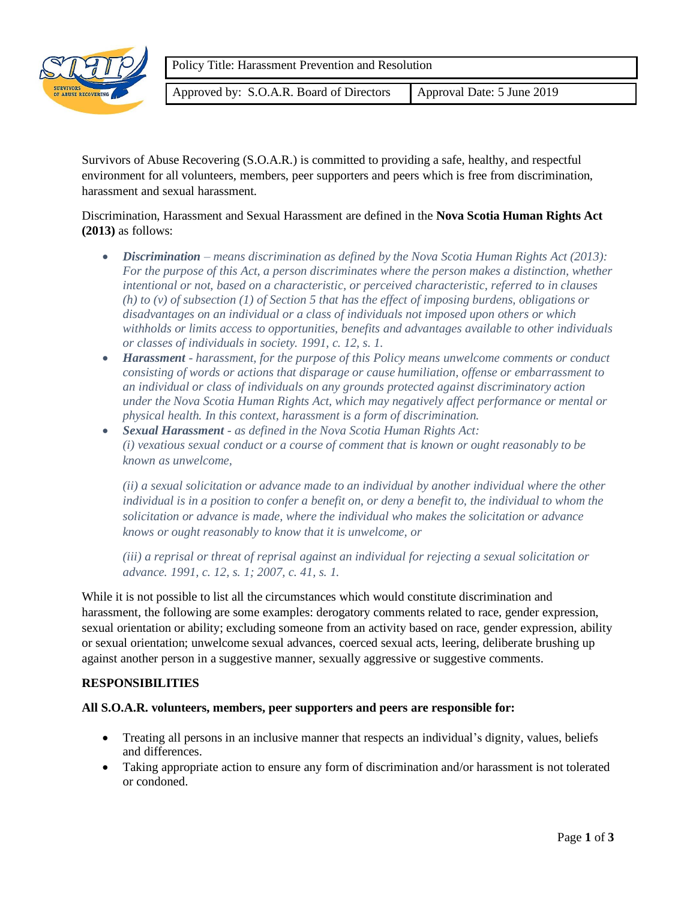| Policy Title: Harassment Prevention and Resolution | |
| --- | --- |
| Approved by: S.O.A.R. Board of Directors | Approval Date: 5 June 2019 |

Survivors of Abuse Recovering (S.O.A.R.) is committed to providing a safe, healthy, and respectful environment for all volunteers, members, peer supporters and peers which is free from discrimination, harassment and sexual harassment.

Discrimination, Harassment and Sexual Harassment are defined in the **Nova Scotia Human Rights Act (2013)** as follows:

- ***Discrimination*** *– means discrimination as defined by the Nova Scotia Human Rights Act (2013): For the purpose of this Act, a person discriminates where the person makes a distinction, whether intentional or not, based on a characteristic, or perceived characteristic, referred to in clauses (h) to (v) of subsection (1) of Section 5 that has the effect of imposing burdens, obligations or disadvantages on an individual or a class of individuals not imposed upon others or which withholds or limits access to opportunities, benefits and advantages available to other individuals or classes of individuals in society. 1991, c. 12, s. 1.*
- ***Harassment*** *- harassment, for the purpose of this Policy means unwelcome comments or conduct consisting of words or actions that disparage or cause humiliation, offense or embarrassment to an individual or class of individuals on any grounds protected against discriminatory action under the Nova Scotia Human Rights Act, which may negatively affect performance or mental or physical health. In this context, harassment is a form of discrimination.*
- ***Sexual Harassment*** *- as defined in the Nova Scotia Human Rights Act:*
  *(i) vexatious sexual conduct or a course of comment that is known or ought reasonably to be known as unwelcome,*

  *(ii) a sexual solicitation or advance made to an individual by another individual where the other individual is in a position to confer a benefit on, or deny a benefit to, the individual to whom the solicitation or advance is made, where the individual who makes the solicitation or advance knows or ought reasonably to know that it is unwelcome, or*

  *(iii) a reprisal or threat of reprisal against an individual for rejecting a sexual solicitation or advance. 1991, c. 12, s. 1; 2007, c. 41, s. 1.*

While it is not possible to list all the circumstances which would constitute discrimination and harassment, the following are some examples: derogatory comments related to race, gender expression, sexual orientation or ability; excluding someone from an activity based on race, gender expression, ability or sexual orientation; unwelcome sexual advances, coerced sexual acts, leering, deliberate brushing up against another person in a suggestive manner, sexually aggressive or suggestive comments.

## RESPONSIBILITIES

### All S.O.A.R. volunteers, members, peer supporters and peers are responsible for:

- Treating all persons in an inclusive manner that respects an individual's dignity, values, beliefs and differences.
- Taking appropriate action to ensure any form of discrimination and/or harassment is not tolerated or condoned.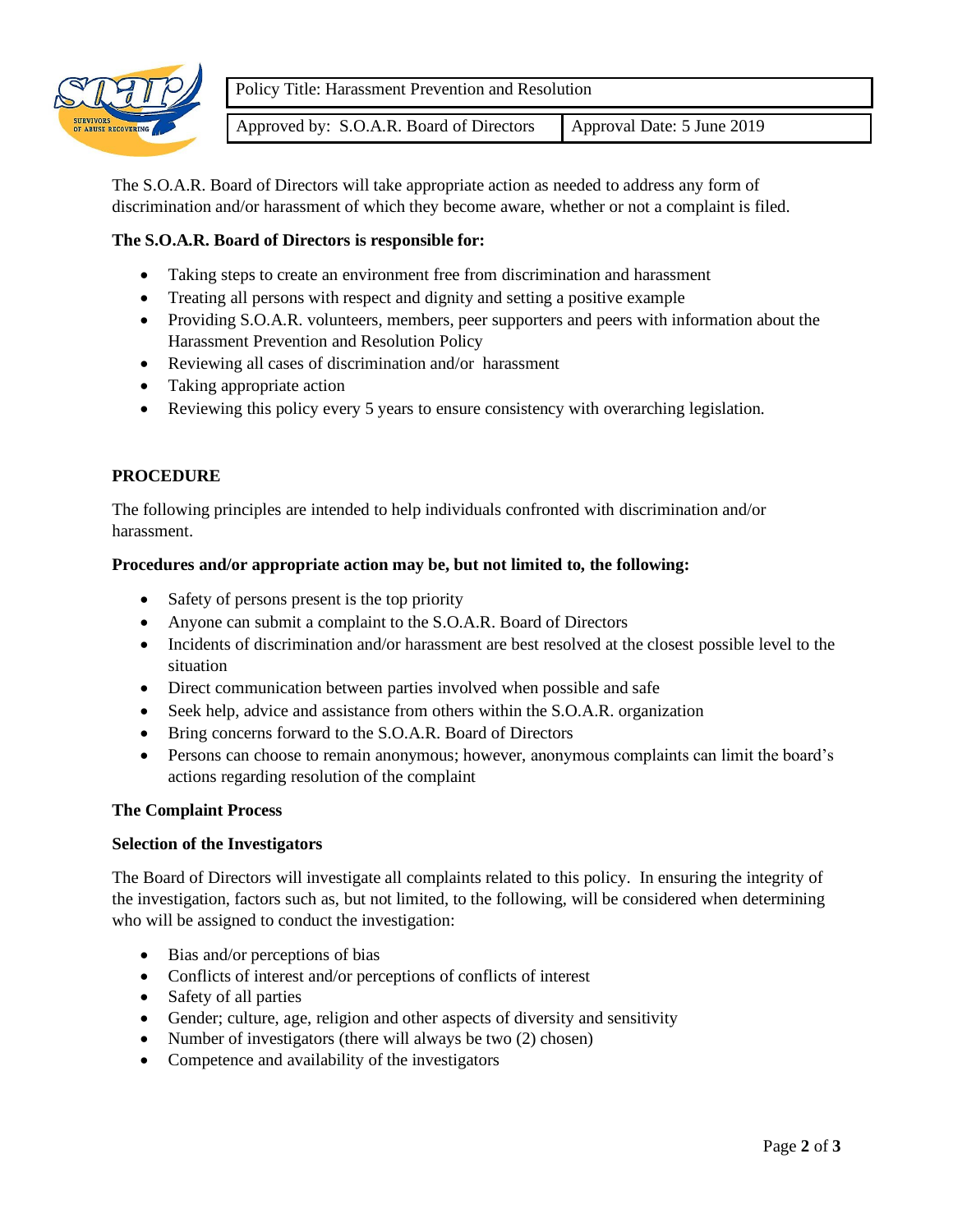The S.O.A.R. Board of Directors will take appropriate action as needed to address any form of discrimination and/or harassment of which they become aware, whether or not a complaint is filed.

**The S.O.A.R. Board of Directors is responsible for:**

- Taking steps to create an environment free from discrimination and harassment
- Treating all persons with respect and dignity and setting a positive example
- Providing S.O.A.R. volunteers, members, peer supporters and peers with information about the Harassment Prevention and Resolution Policy
- Reviewing all cases of discrimination and/or harassment
- Taking appropriate action
- Reviewing this policy every 5 years to ensure consistency with overarching legislation.

## PROCEDURE

The following principles are intended to help individuals confronted with discrimination and/or harassment.

**Procedures and/or appropriate action may be, but not limited to, the following:**

- Safety of persons present is the top priority
- Anyone can submit a complaint to the S.O.A.R. Board of Directors
- Incidents of discrimination and/or harassment are best resolved at the closest possible level to the situation
- Direct communication between parties involved when possible and safe
- Seek help, advice and assistance from others within the S.O.A.R. organization
- Bring concerns forward to the S.O.A.R. Board of Directors
- Persons can choose to remain anonymous; however, anonymous complaints can limit the board's actions regarding resolution of the complaint

### The Complaint Process

#### Selection of the Investigators

The Board of Directors will investigate all complaints related to this policy. In ensuring the integrity of the investigation, factors such as, but not limited, to the following, will be considered when determining who will be assigned to conduct the investigation:

- Bias and/or perceptions of bias
- Conflicts of interest and/or perceptions of conflicts of interest
- Safety of all parties
- Gender; culture, age, religion and other aspects of diversity and sensitivity
- Number of investigators (there will always be two (2) chosen)
- Competence and availability of the investigators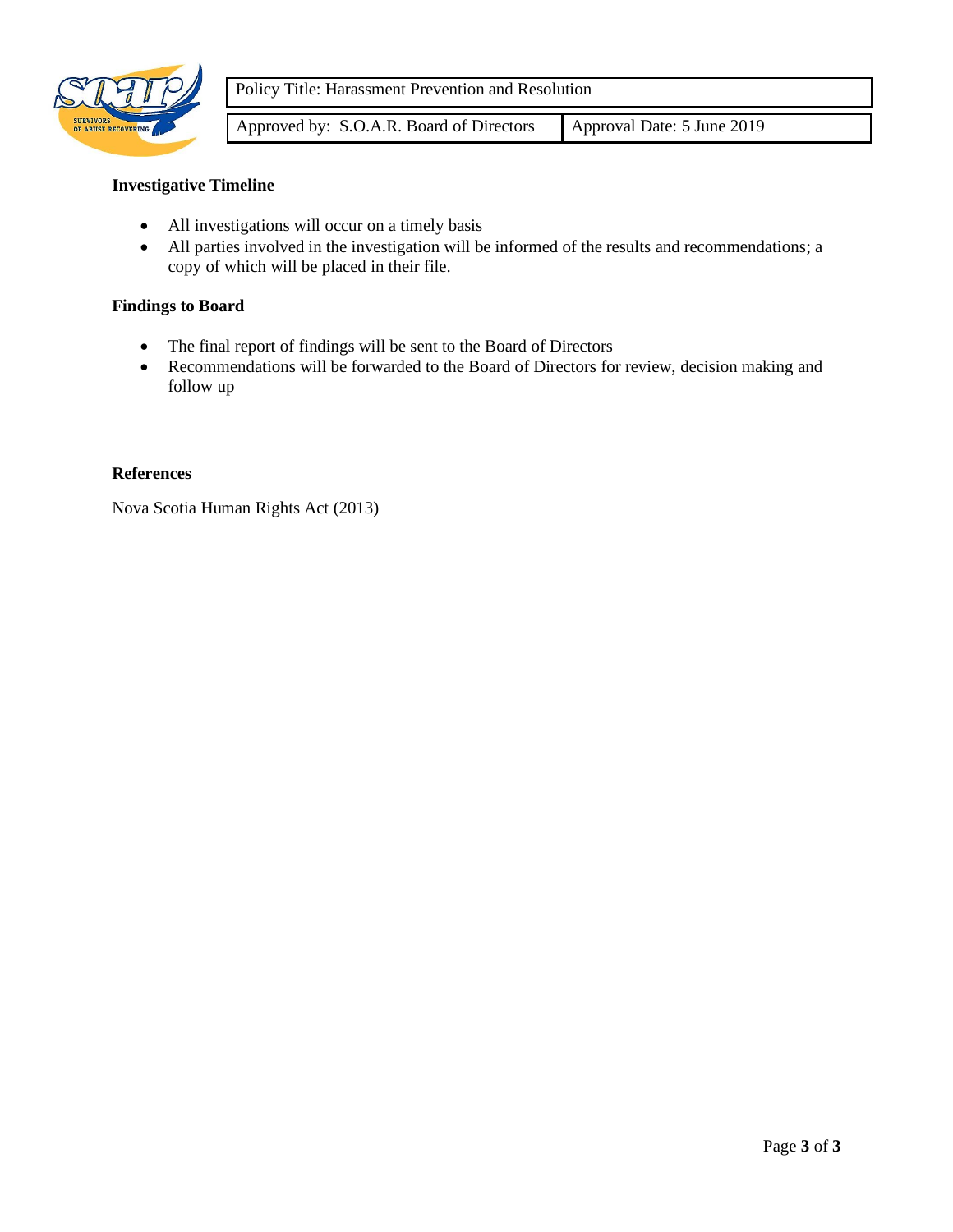### Investigative Timeline

- All investigations will occur on a timely basis
- All parties involved in the investigation will be informed of the results and recommendations; a copy of which will be placed in their file.

### Findings to Board

- The final report of findings will be sent to the Board of Directors
- Recommendations will be forwarded to the Board of Directors for review, decision making and follow up

### References

Nova Scotia Human Rights Act (2013)